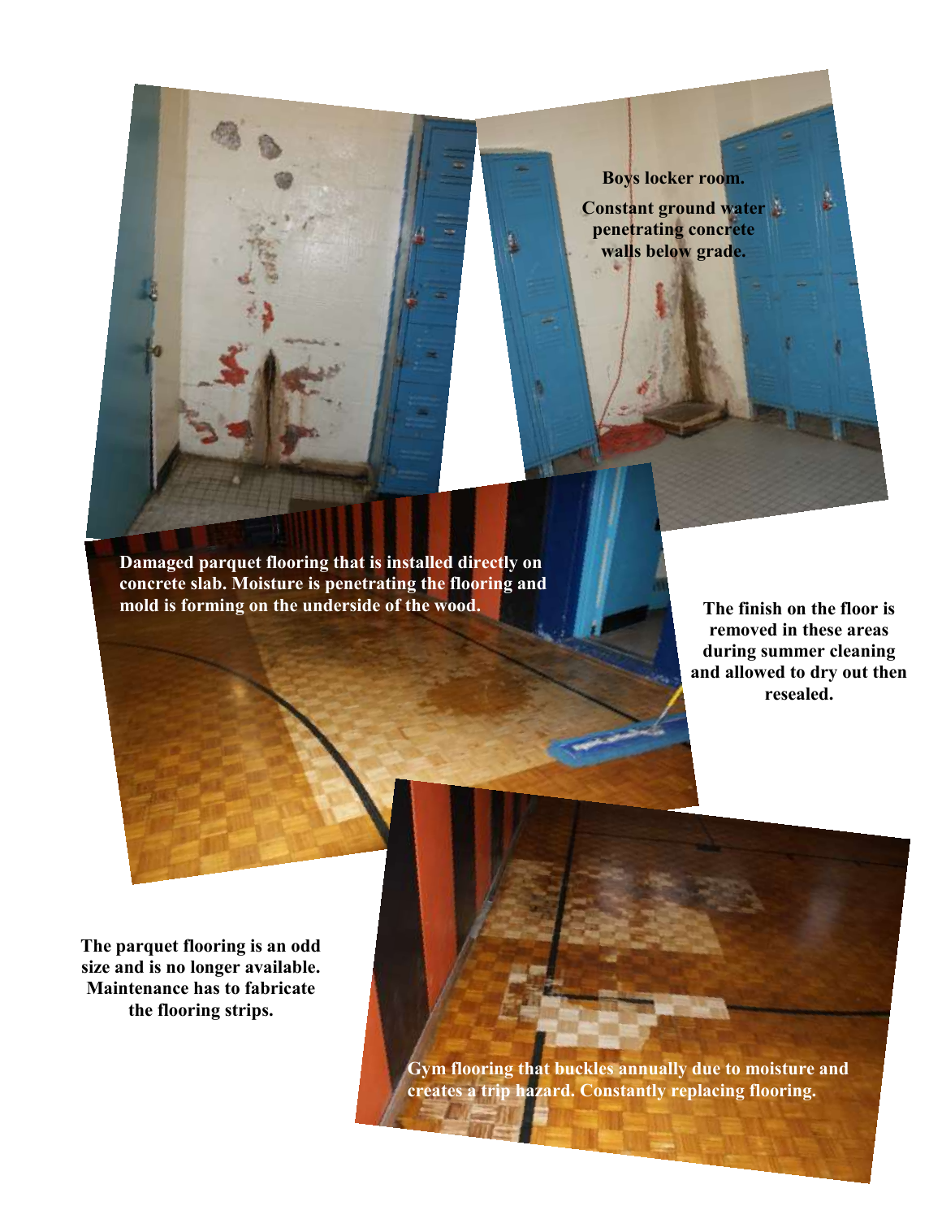**Boys locker room.**

**Constant ground water penetrating concrete walls below grade.**

**Damaged parquet flooring that is installed directly on concrete slab. Moisture is penetrating the flooring and mold is forming on the underside of the wood.**

**The finish on the floor is removed in these areas during summer cleaning and allowed to dry out then resealed.**

**The parquet flooring is an odd size and is no longer available. Maintenance has to fabricate the flooring strips.**

**Gym flooring that buckles annually due to moisture and creates a trip hazard. Constantly replacing flooring.**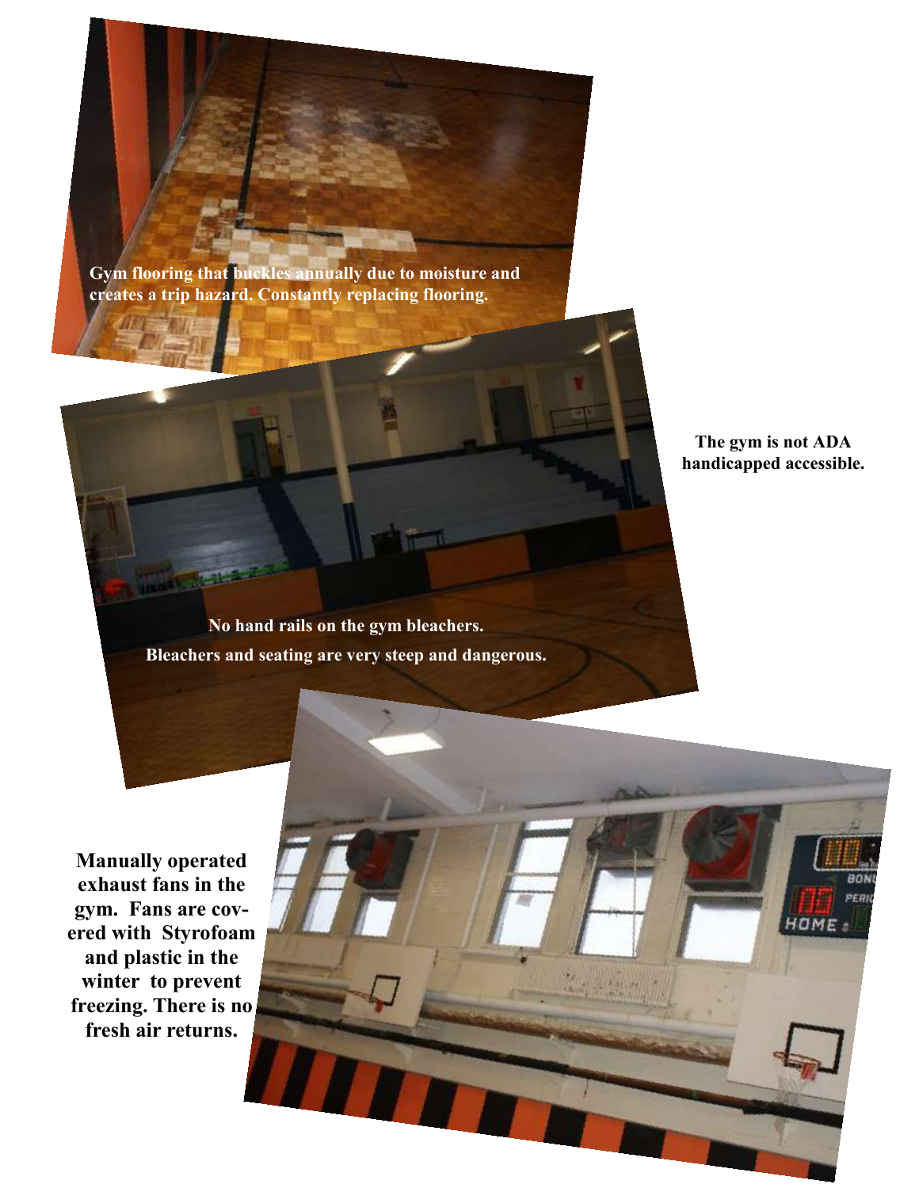Gym flooring that buckles annually due to moisture and creates a trip hazard. Constantly replacing flooring.

**The gym is not ADA handicapped accessible.**

No hand rails on the gym bleachers.

Bleachers and seating are very steep and dangerous.

**Manually operated exhaust fans in the gym. Fans are covered with Styrofoam and plastic in the winter to prevent freezing. There is no fresh air returns.**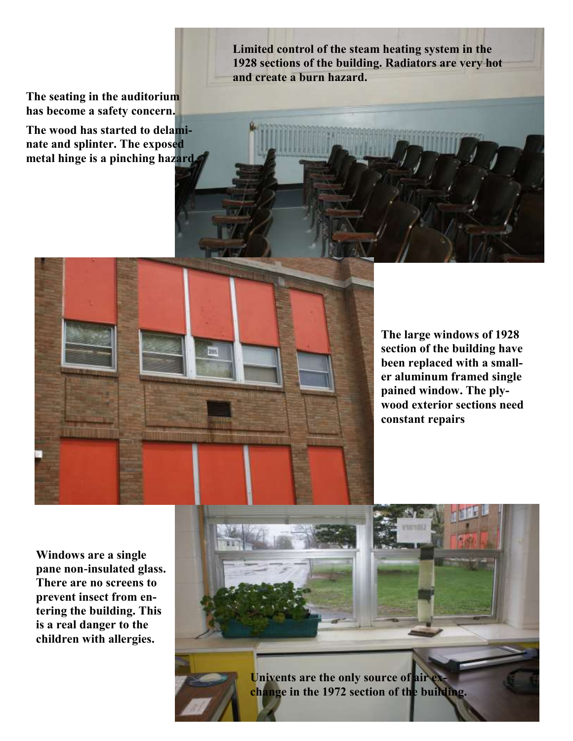**Limited control of the steam heating system in the 1928 sections of the building. Radiators are very hot and create a burn hazard.**

**The seating in the auditorium has become a safety concern.**

**The wood has started to delaminate and splinter. The exposed metal hinge is a pinching hazard.**

**The large windows of 1928 section of the building have been replaced with a smaller aluminum framed single pained window. The plywood exterior sections need constant repairs**

**Windows are a single pane non-insulated glass. There are no screens to prevent insect from entering the building. This is a real danger to the children with allergies.**

**Univents are the only source of air exchange in the 1972 section of the building.**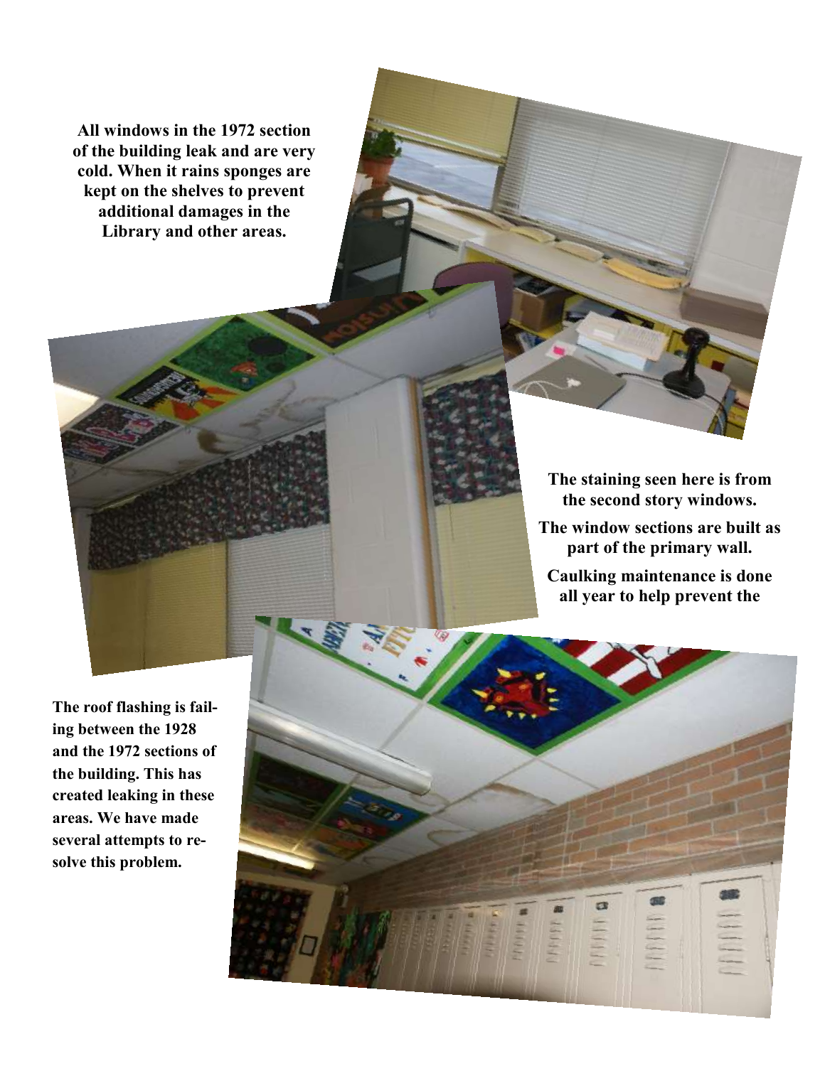**All windows in the 1972 section of the building leak and are very cold. When it rains sponges are kept on the shelves to prevent additional damages in the Library and other areas.**

**The staining seen here is from the second story windows.**

**The window sections are built as part of the primary wall.**

**Caulking maintenance is done all year to help prevent the**

**The roof flashing is failing between the 1928 and the 1972 sections of the building. This has created leaking in these areas. We have made several attempts to resolve this problem.**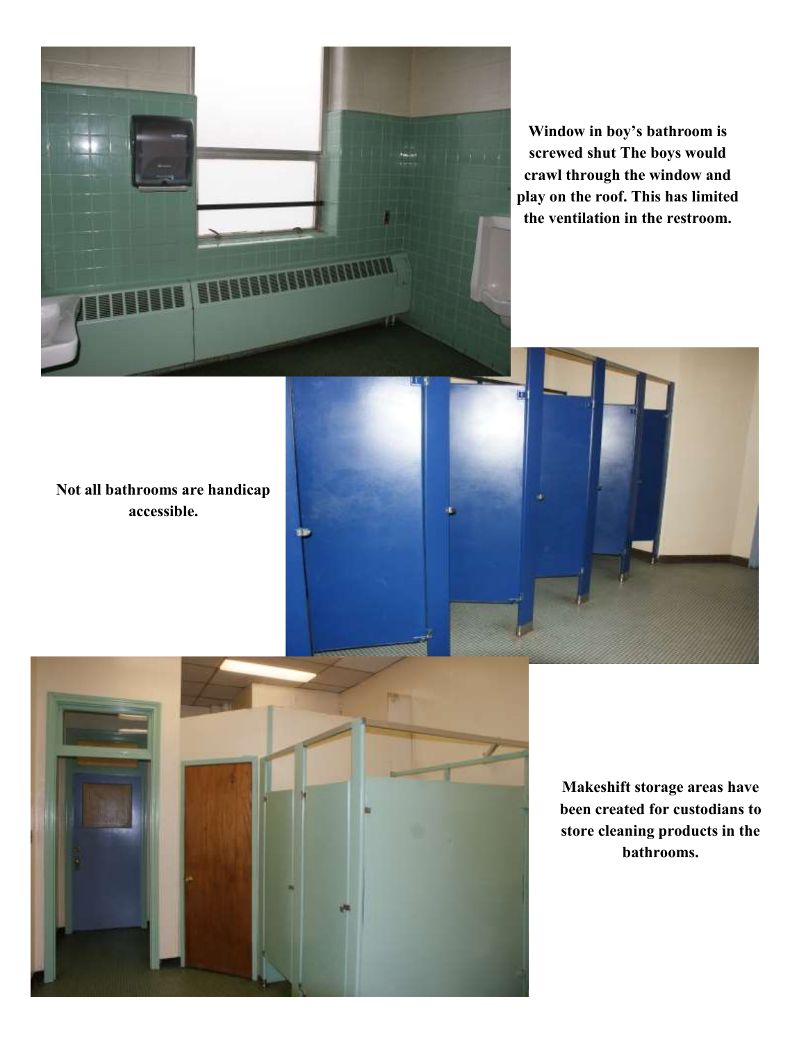**Window in boy's bathroom is screwed shut The boys would crawl through the window and play on the roof. This has limited the ventilation in the restroom.**

**Not all bathrooms are handicap accessible.**

**Makeshift storage areas have been created for custodians to store cleaning products in the bathrooms.**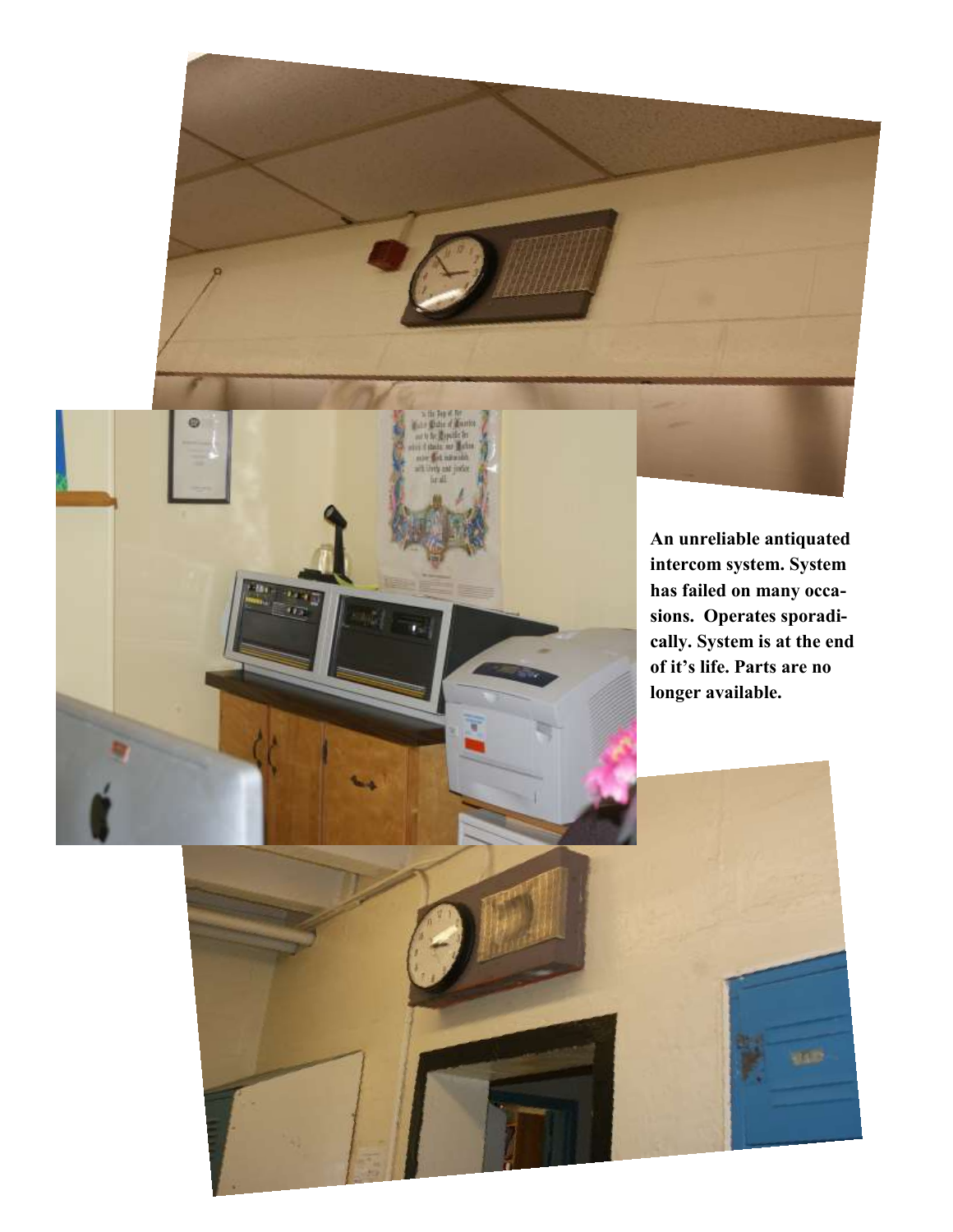**An unreliable antiquated intercom system. System has failed on many occasions. Operates sporadically. System is at the end of it's life. Parts are no longer available.**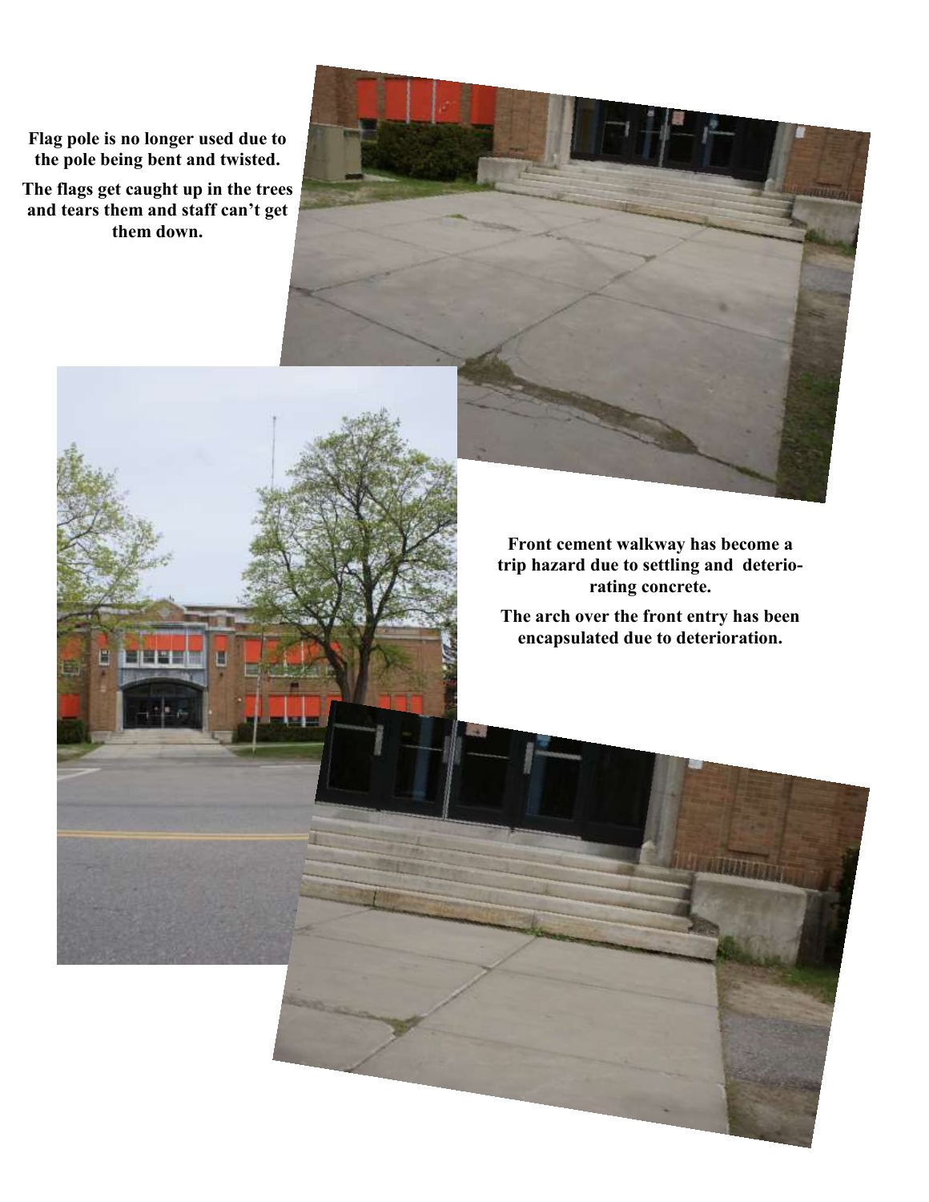**Flag pole is no longer used due to the pole being bent and twisted.**

**The flags get caught up in the trees and tears them and staff can't get them down.**

**Front cement walkway has become a trip hazard due to settling and deteriorating concrete.**

**The arch over the front entry has been encapsulated due to deterioration.**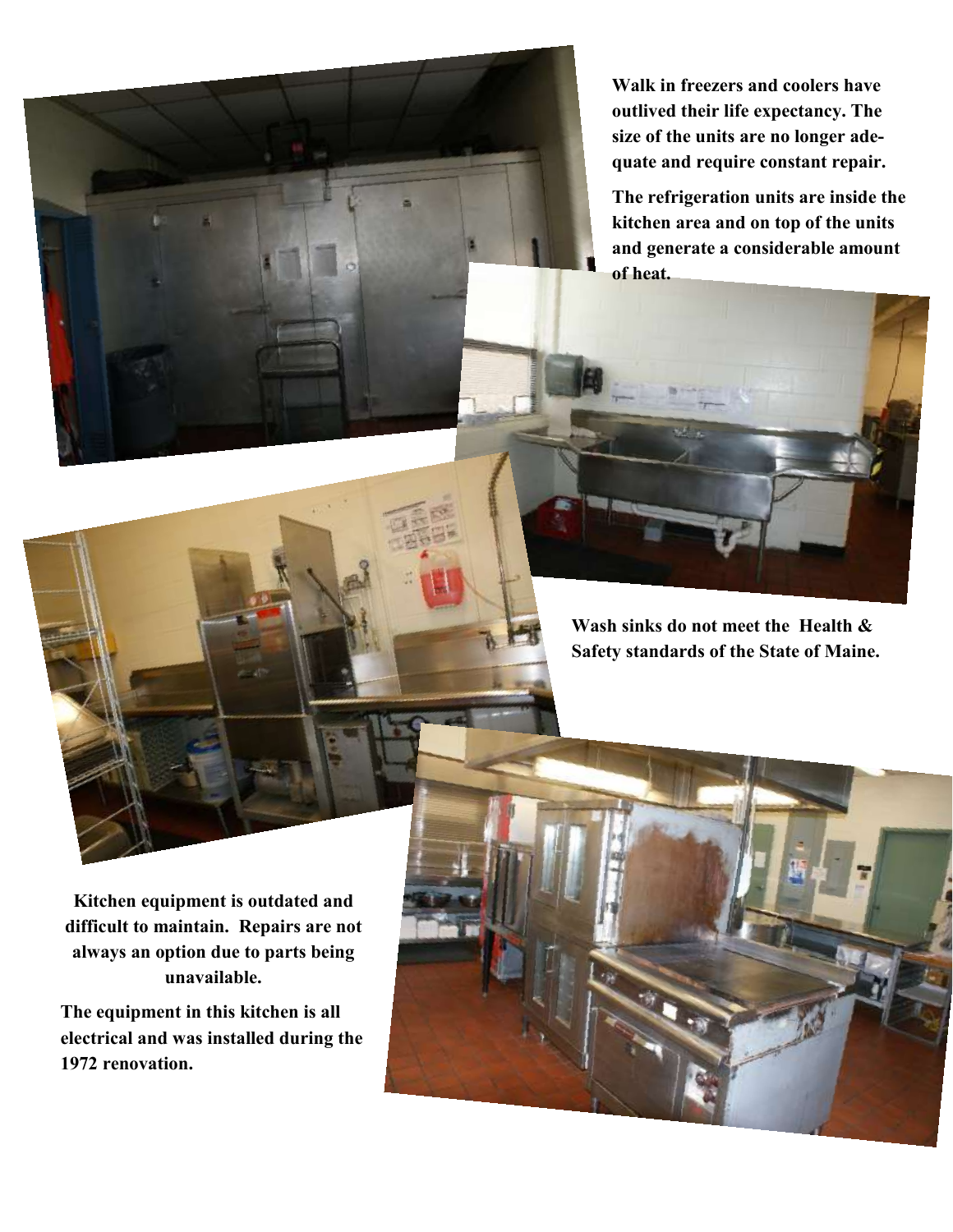**Walk in freezers and coolers have outlived their life expectancy. The size of the units are no longer adequate and require constant repair.**

**The refrigeration units are inside the kitchen area and on top of the units and generate a considerable amount of heat.**

**Wash sinks do not meet the Health & Safety standards of the State of Maine.**

**Kitchen equipment is outdated and difficult to maintain. Repairs are not always an option due to parts being unavailable.**

**The equipment in this kitchen is all electrical and was installed during the 1972 renovation.**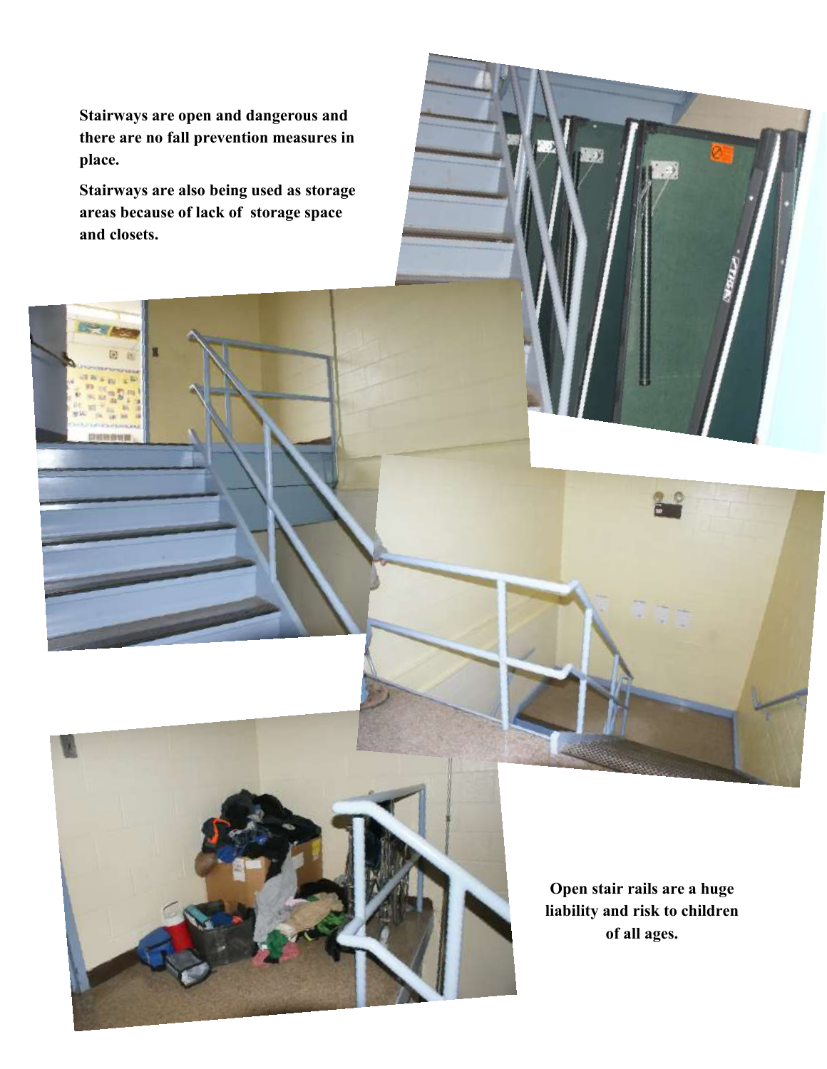**Stairways are open and dangerous and there are no fall prevention measures in place.**

**Stairways are also being used as storage areas because of lack of storage space and closets.**

**Open stair rails are a huge liability and risk to children of all ages.**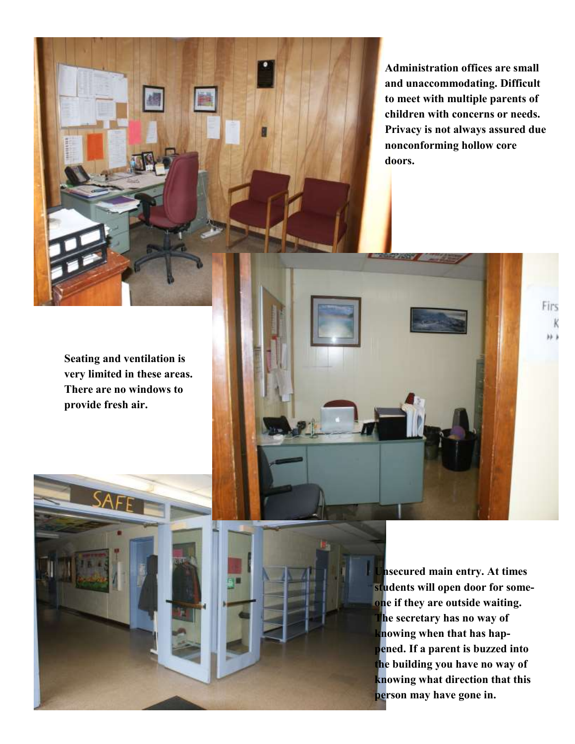**Administration offices are small and unaccommodating. Difficult to meet with multiple parents of children with concerns or needs. Privacy is not always assured due nonconforming hollow core doors.**

**Seating and ventilation is very limited in these areas. There are no windows to provide fresh air.**

**Unsecured main entry. At times students will open door for someone if they are outside waiting. The secretary has no way of knowing when that has happened. If a parent is buzzed into the building you have no way of knowing what direction that this person may have gone in.**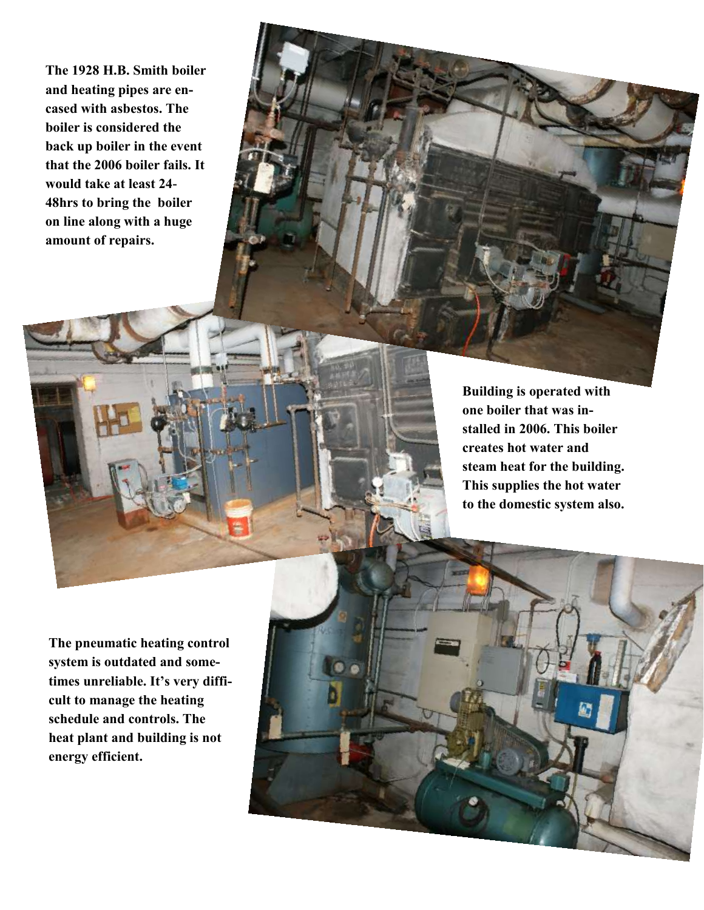**The 1928 H.B. Smith boiler and heating pipes are encased with asbestos. The boiler is considered the back up boiler in the event that the 2006 boiler fails. It would take at least 24-48hrs to bring the boiler on line along with a huge amount of repairs.**

**Building is operated with one boiler that was installed in 2006. This boiler creates hot water and steam heat for the building. This supplies the hot water to the domestic system also.**

**The pneumatic heating control system is outdated and sometimes unreliable. It's very difficult to manage the heating schedule and controls. The heat plant and building is not energy efficient.**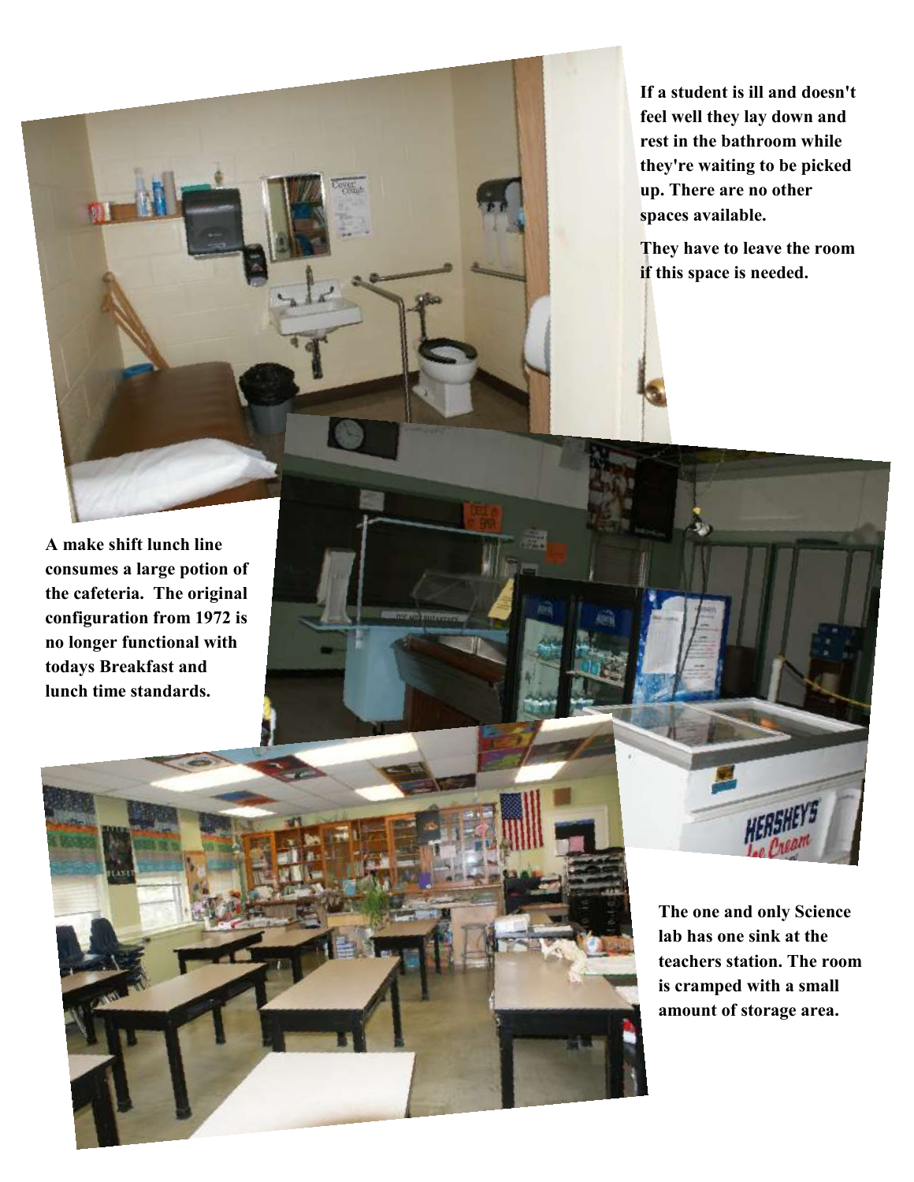**If a student is ill and doesn't feel well they lay down and rest in the bathroom while they're waiting to be picked up. There are no other spaces available.**

**They have to leave the room if this space is needed.**

**A make shift lunch line consumes a large potion of the cafeteria. The original configuration from 1972 is no longer functional with todays Breakfast and lunch time standards.**

**The one and only Science lab has one sink at the teachers station. The room is cramped with a small amount of storage area.**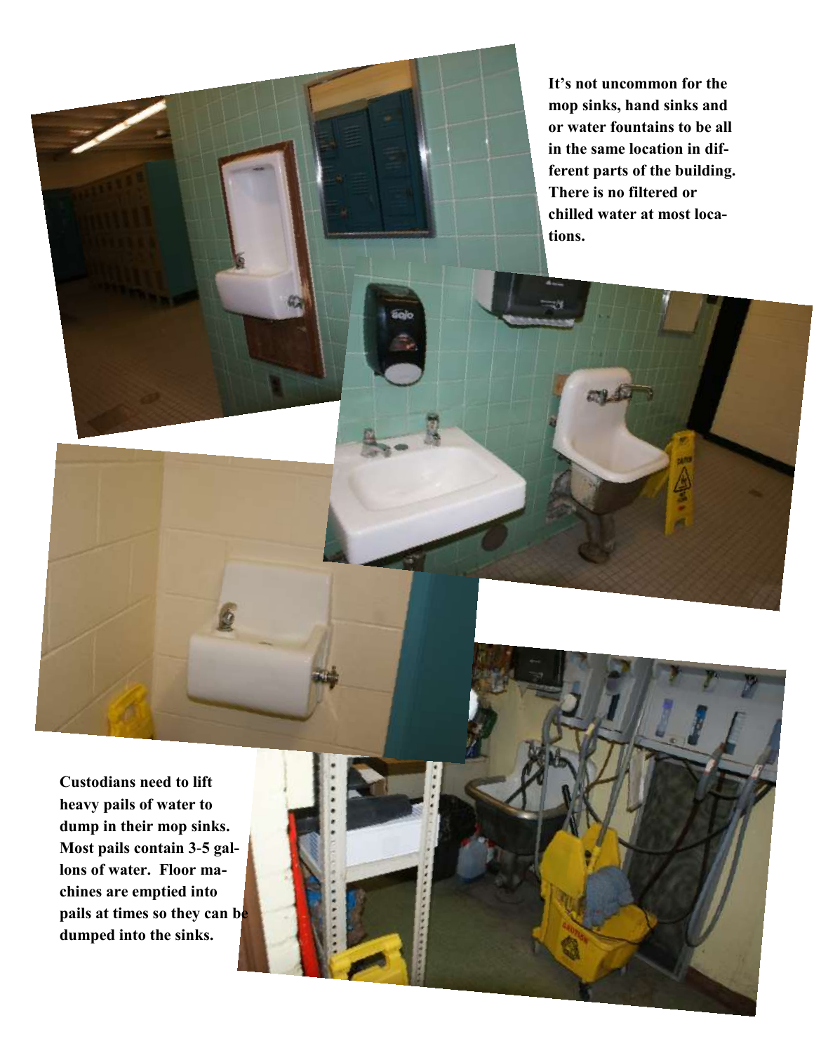**It's not uncommon for the mop sinks, hand sinks and or water fountains to be all in the same location in different parts of the building. There is no filtered or chilled water at most locations.**

**Custodians need to lift heavy pails of water to dump in their mop sinks. Most pails contain 3-5 gallons of water. Floor machines are emptied into pails at times so they can be dumped into the sinks.**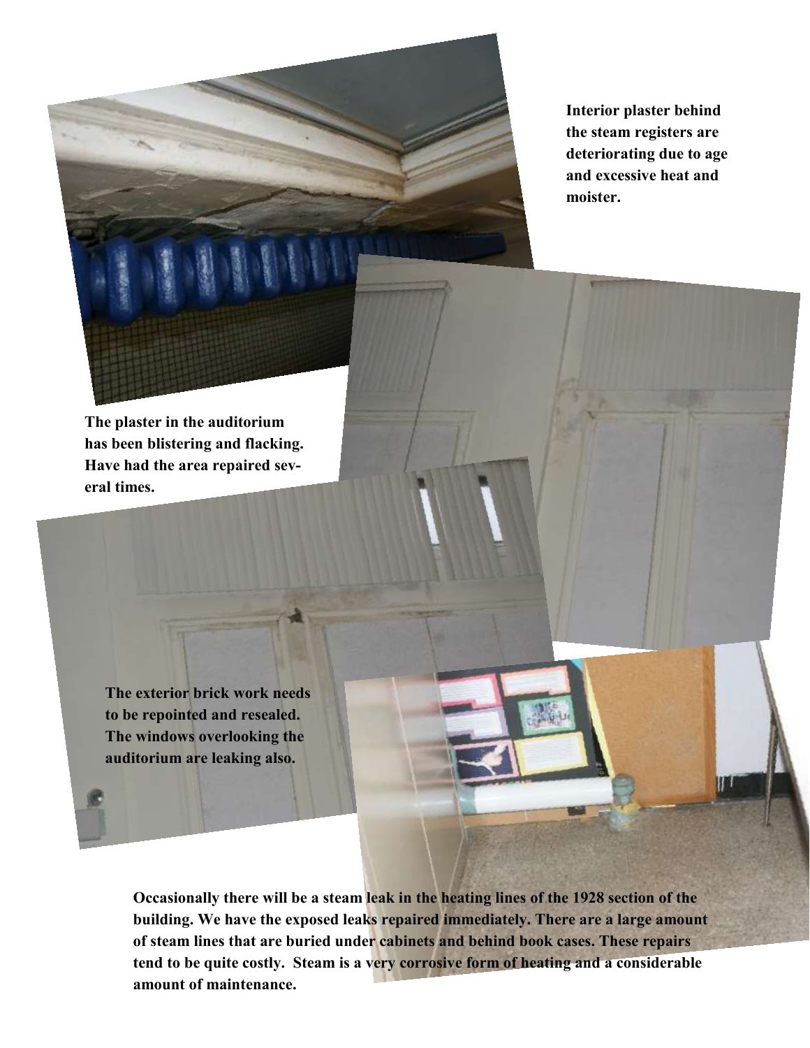**Interior plaster behind the steam registers are deteriorating due to age and excessive heat and moister.**

**The plaster in the auditorium has been blistering and flacking. Have had the area repaired several times.**

**The exterior brick work needs to be repointed and resealed. The windows overlooking the auditorium are leaking also.**

**Occasionally there will be a steam leak in the heating lines of the 1928 section of the building. We have the exposed leaks repaired immediately. There are a large amount of steam lines that are buried under cabinets and behind book cases. These repairs tend to be quite costly. Steam is a very corrosive form of heating and a considerable amount of maintenance.**